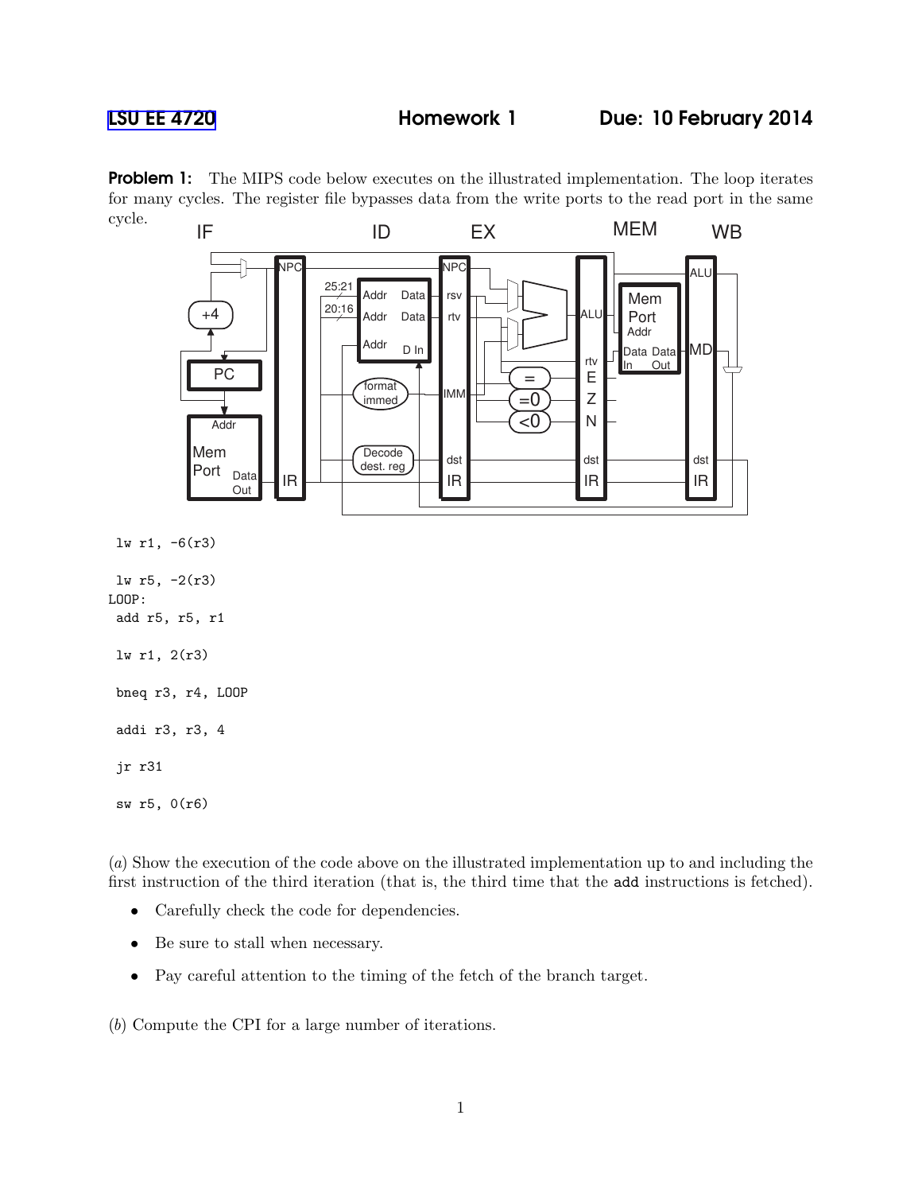LSU EE 4720 **Homework 1** **Due: 10 February 2014**

**Problem 1:** The MIPS code below executes on the illustrated implementation. The loop iterates for many cycles. The register file bypasses data from the write ports to the read port in the same cycle.

```
 lw r1, -6(r3)

 lw r5, -2(r3)
LOOP:
 add r5, r5, r1

 lw r1, 2(r3)

 bneq r3, r4, LOOP

 addi r3, r3, 4

 jr r31

 sw r5, 0(r6)
```

(*a*) Show the execution of the code above on the illustrated implementation up to and including the first instruction of the third iteration (that is, the third time that the add instructions is fetched).

- Carefully check the code for dependencies.
- Be sure to stall when necessary.
- Pay careful attention to the timing of the fetch of the branch target.

(*b*) Compute the CPI for a large number of iterations.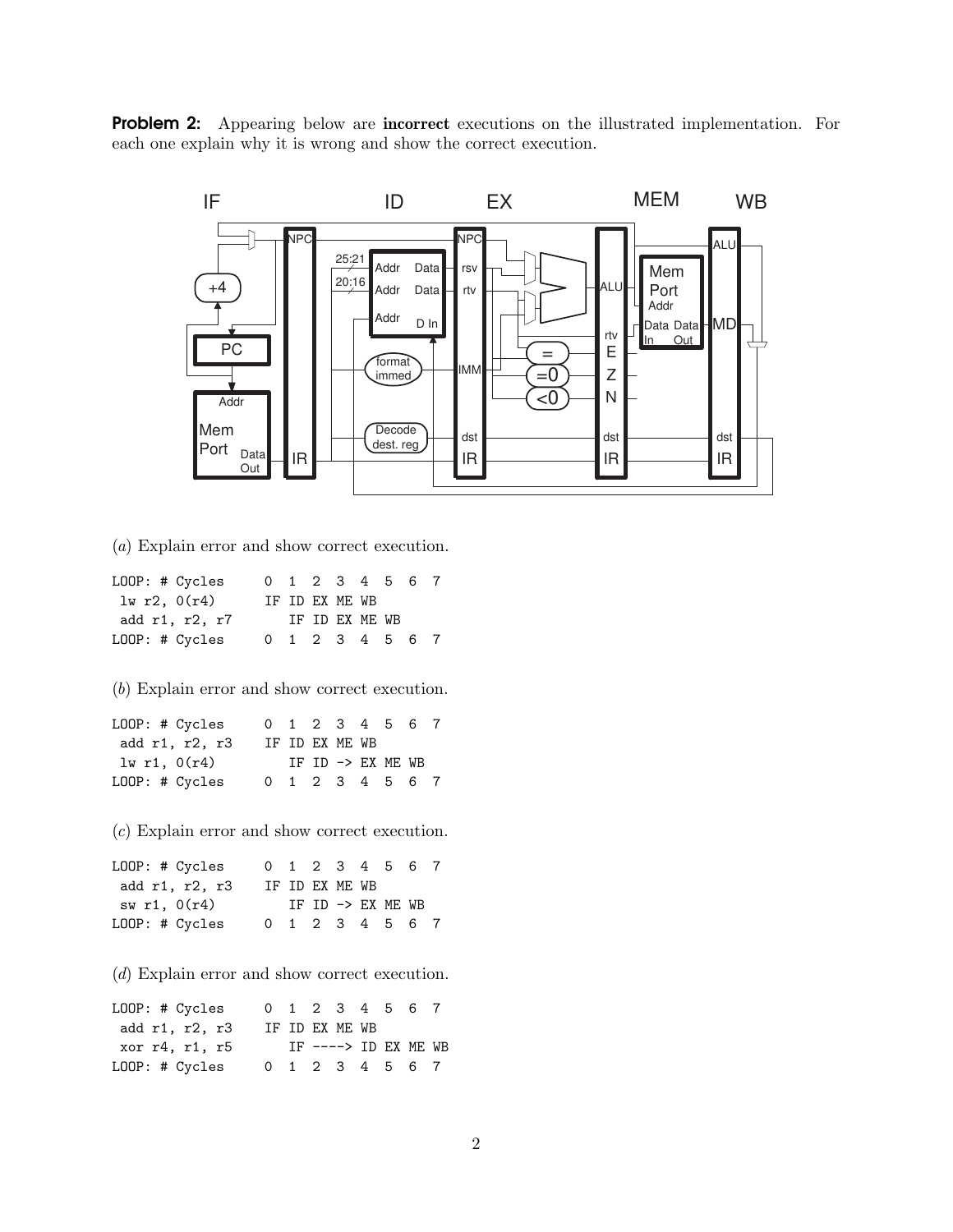**Problem 2:** Appearing below are **incorrect** executions on the illustrated implementation. For each one explain why it is wrong and show the correct execution.

IF

ID

EX

MEM

WB

NPC

NPC

ALU

25:21

Addr

Data

rsv

Mem

+4

20:16

Addr

Data

rtv

ALU

Port

Addr

Addr

D In

MD

rtv

Data

Data

In

Out

PC

=

E

format

IMM

immed

=0

Z

<0

N

Addr

Mem

Decode

dst

dst

dst

dest. reg

Port

Data

IR

IR

IR

IR

Out

(*a*) Explain error and show correct execution.

```
LOOP: # Cycles     0  1  2  3  4  5  6  7
 lw r2, 0(r4)      IF ID EX ME WB
 add r1, r2, r7       IF ID EX ME WB
LOOP: # Cycles     0  1  2  3  4  5  6  7
```

(*b*) Explain error and show correct execution.

```
LOOP: # Cycles     0  1  2  3  4  5  6  7
 add r1, r2, r3    IF ID EX ME WB
 lw r1, 0(r4)         IF ID -> EX ME WB
LOOP: # Cycles     0  1  2  3  4  5  6  7
```

(*c*) Explain error and show correct execution.

```
LOOP: # Cycles     0  1  2  3  4  5  6  7
 add r1, r2, r3    IF ID EX ME WB
 sw r1, 0(r4)         IF ID -> EX ME WB
LOOP: # Cycles     0  1  2  3  4  5  6  7
```

(*d*) Explain error and show correct execution.

```
LOOP: # Cycles     0  1  2  3  4  5  6  7
 add r1, r2, r3    IF ID EX ME WB
 xor r4, r1, r5       IF ----> ID EX ME WB
LOOP: # Cycles     0  1  2  3  4  5  6  7
```